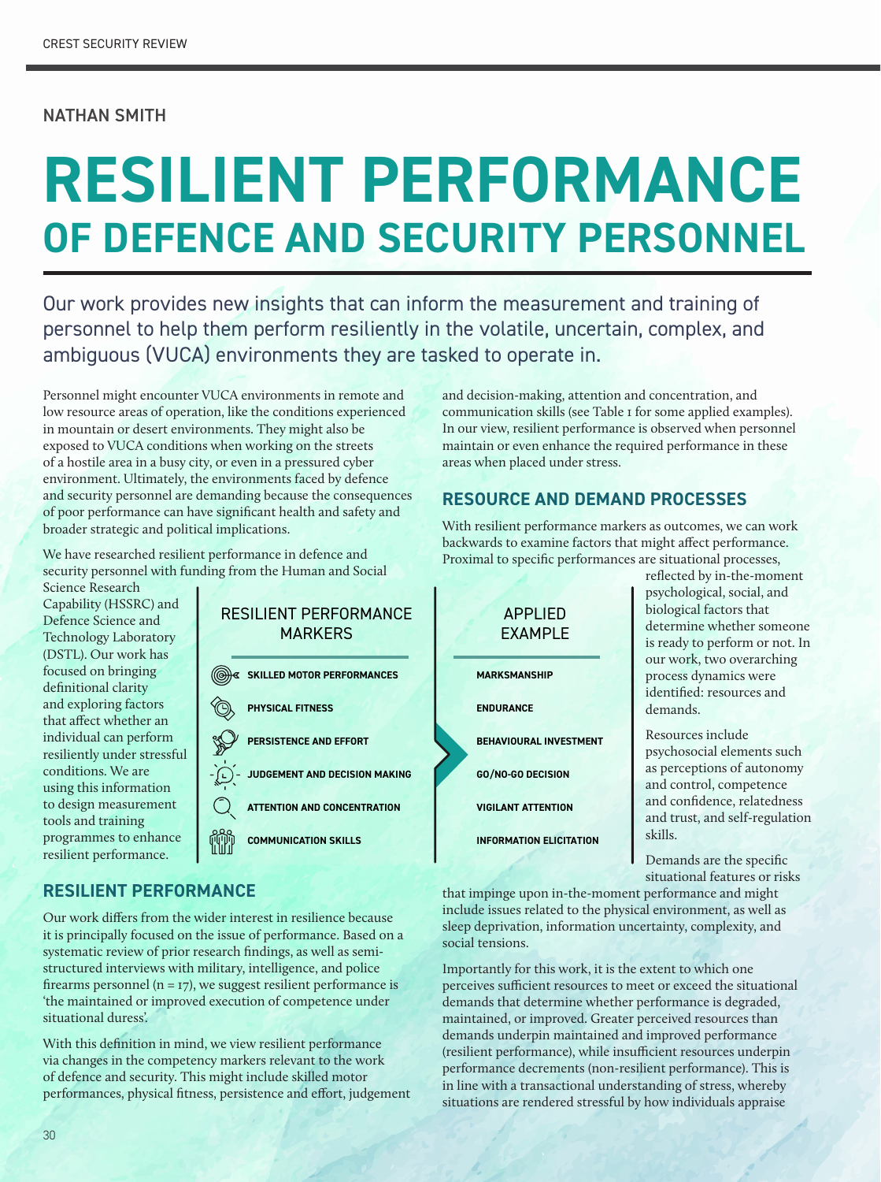NATHAN SMITH

# RESILIENT PERFORMANCE OF DEFENCE AND SECURITY PERSONNEL

Our work provides new insights that can inform the measurement and training of personnel to help them perform resiliently in the volatile, uncertain, complex, and ambiguous (VUCA) environments they are tasked to operate in.

Personnel might encounter VUCA environments in remote and low resource areas of operation, like the conditions experienced in mountain or desert environments. They might also be exposed to VUCA conditions when working on the streets of a hostile area in a busy city, or even in a pressured cyber environment. Ultimately, the environments faced by defence and security personnel are demanding because the consequences of poor performance can have significant health and safety and broader strategic and political implications.

We have researched resilient performance in defence and security personnel with funding from the Human and Social Science Research Capability (HSSRC) and Defence Science and Technology Laboratory (DSTL). Our work has focused on bringing definitional clarity and exploring factors that affect whether an individual can perform resiliently under stressful conditions. We are using this information to design measurement tools and training programmes to enhance resilient performance.

| RESILIENT PERFORMANCE MARKERS | APPLIED EXAMPLE |
| --- | --- |
| SKILLED MOTOR PERFORMANCES | MARKSMANSHIP |
| PHYSICAL FITNESS | ENDURANCE |
| PERSISTENCE AND EFFORT | BEHAVIOURAL INVESTMENT |
| JUDGEMENT AND DECISION MAKING | GO/NO-GO DECISION |
| ATTENTION AND CONCENTRATION | VIGILANT ATTENTION |
| COMMUNICATION SKILLS | INFORMATION ELICITATION |

## RESILIENT PERFORMANCE

Our work differs from the wider interest in resilience because it is principally focused on the issue of performance. Based on a systematic review of prior research findings, as well as semi-structured interviews with military, intelligence, and police firearms personnel (n = 17), we suggest resilient performance is 'the maintained or improved execution of competence under situational duress'.

With this definition in mind, we view resilient performance via changes in the competency markers relevant to the work of defence and security. This might include skilled motor performances, physical fitness, persistence and effort, judgement and decision-making, attention and concentration, and communication skills (see Table 1 for some applied examples). In our view, resilient performance is observed when personnel maintain or even enhance the required performance in these areas when placed under stress.

## RESOURCE AND DEMAND PROCESSES

With resilient performance markers as outcomes, we can work backwards to examine factors that might affect performance. Proximal to specific performances are situational processes, reflected by in-the-moment psychological, social, and biological factors that determine whether someone is ready to perform or not. In our work, two overarching process dynamics were identified: resources and demands.

Resources include psychosocial elements such as perceptions of autonomy and control, competence and confidence, relatedness and trust, and self-regulation skills.

Demands are the specific situational features or risks that impinge upon in-the-moment performance and might include issues related to the physical environment, as well as sleep deprivation, information uncertainty, complexity, and social tensions.

Importantly for this work, it is the extent to which one perceives sufficient resources to meet or exceed the situational demands that determine whether performance is degraded, maintained, or improved. Greater perceived resources than demands underpin maintained and improved performance (resilient performance), while insufficient resources underpin performance decrements (non-resilient performance). This is in line with a transactional understanding of stress, whereby situations are rendered stressful by how individuals appraise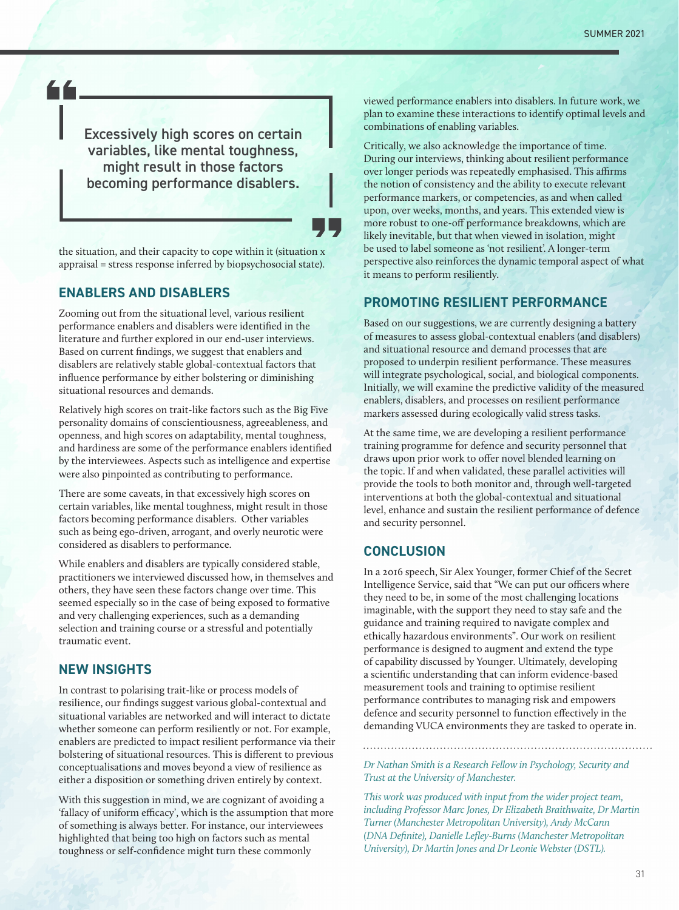> Excessively high scores on certain variables, like mental toughness, might result in those factors becoming performance disablers.

the situation, and their capacity to cope within it (situation x appraisal = stress response inferred by biopsychosocial state).

## ENABLERS AND DISABLERS

Zooming out from the situational level, various resilient performance enablers and disablers were identified in the literature and further explored in our end-user interviews. Based on current findings, we suggest that enablers and disablers are relatively stable global-contextual factors that influence performance by either bolstering or diminishing situational resources and demands.

Relatively high scores on trait-like factors such as the Big Five personality domains of conscientiousness, agreeableness, and openness, and high scores on adaptability, mental toughness, and hardiness are some of the performance enablers identified by the interviewees. Aspects such as intelligence and expertise were also pinpointed as contributing to performance.

There are some caveats, in that excessively high scores on certain variables, like mental toughness, might result in those factors becoming performance disablers. Other variables such as being ego-driven, arrogant, and overly neurotic were considered as disablers to performance.

While enablers and disablers are typically considered stable, practitioners we interviewed discussed how, in themselves and others, they have seen these factors change over time. This seemed especially so in the case of being exposed to formative and very challenging experiences, such as a demanding selection and training course or a stressful and potentially traumatic event.

## NEW INSIGHTS

In contrast to polarising trait-like or process models of resilience, our findings suggest various global-contextual and situational variables are networked and will interact to dictate whether someone can perform resiliently or not. For example, enablers are predicted to impact resilient performance via their bolstering of situational resources. This is different to previous conceptualisations and moves beyond a view of resilience as either a disposition or something driven entirely by context.

With this suggestion in mind, we are cognizant of avoiding a 'fallacy of uniform efficacy', which is the assumption that more of something is always better. For instance, our interviewees highlighted that being too high on factors such as mental toughness or self-confidence might turn these commonly viewed performance enablers into disablers. In future work, we plan to examine these interactions to identify optimal levels and combinations of enabling variables.

Critically, we also acknowledge the importance of time. During our interviews, thinking about resilient performance over longer periods was repeatedly emphasised. This affirms the notion of consistency and the ability to execute relevant performance markers, or competencies, as and when called upon, over weeks, months, and years. This extended view is more robust to one-off performance breakdowns, which are likely inevitable, but that when viewed in isolation, might be used to label someone as 'not resilient'. A longer-term perspective also reinforces the dynamic temporal aspect of what it means to perform resiliently.

## PROMOTING RESILIENT PERFORMANCE

Based on our suggestions, we are currently designing a battery of measures to assess global-contextual enablers (and disablers) and situational resource and demand processes that are proposed to underpin resilient performance. These measures will integrate psychological, social, and biological components. Initially, we will examine the predictive validity of the measured enablers, disablers, and processes on resilient performance markers assessed during ecologically valid stress tasks.

At the same time, we are developing a resilient performance training programme for defence and security personnel that draws upon prior work to offer novel blended learning on the topic. If and when validated, these parallel activities will provide the tools to both monitor and, through well-targeted interventions at both the global-contextual and situational level, enhance and sustain the resilient performance of defence and security personnel.

## CONCLUSION

In a 2016 speech, Sir Alex Younger, former Chief of the Secret Intelligence Service, said that "We can put our officers where they need to be, in some of the most challenging locations imaginable, with the support they need to stay safe and the guidance and training required to navigate complex and ethically hazardous environments". Our work on resilient performance is designed to augment and extend the type of capability discussed by Younger. Ultimately, developing a scientific understanding that can inform evidence-based measurement tools and training to optimise resilient performance contributes to managing risk and empowers defence and security personnel to function effectively in the demanding VUCA environments they are tasked to operate in.

---

*Dr Nathan Smith is a Research Fellow in Psychology, Security and Trust at the University of Manchester.*

*This work was produced with input from the wider project team, including Professor Marc Jones, Dr Elizabeth Braithwaite, Dr Martin Turner (Manchester Metropolitan University), Andy McCann (DNA Definite), Danielle Lefley-Burns (Manchester Metropolitan University), Dr Martin Jones and Dr Leonie Webster (DSTL).*